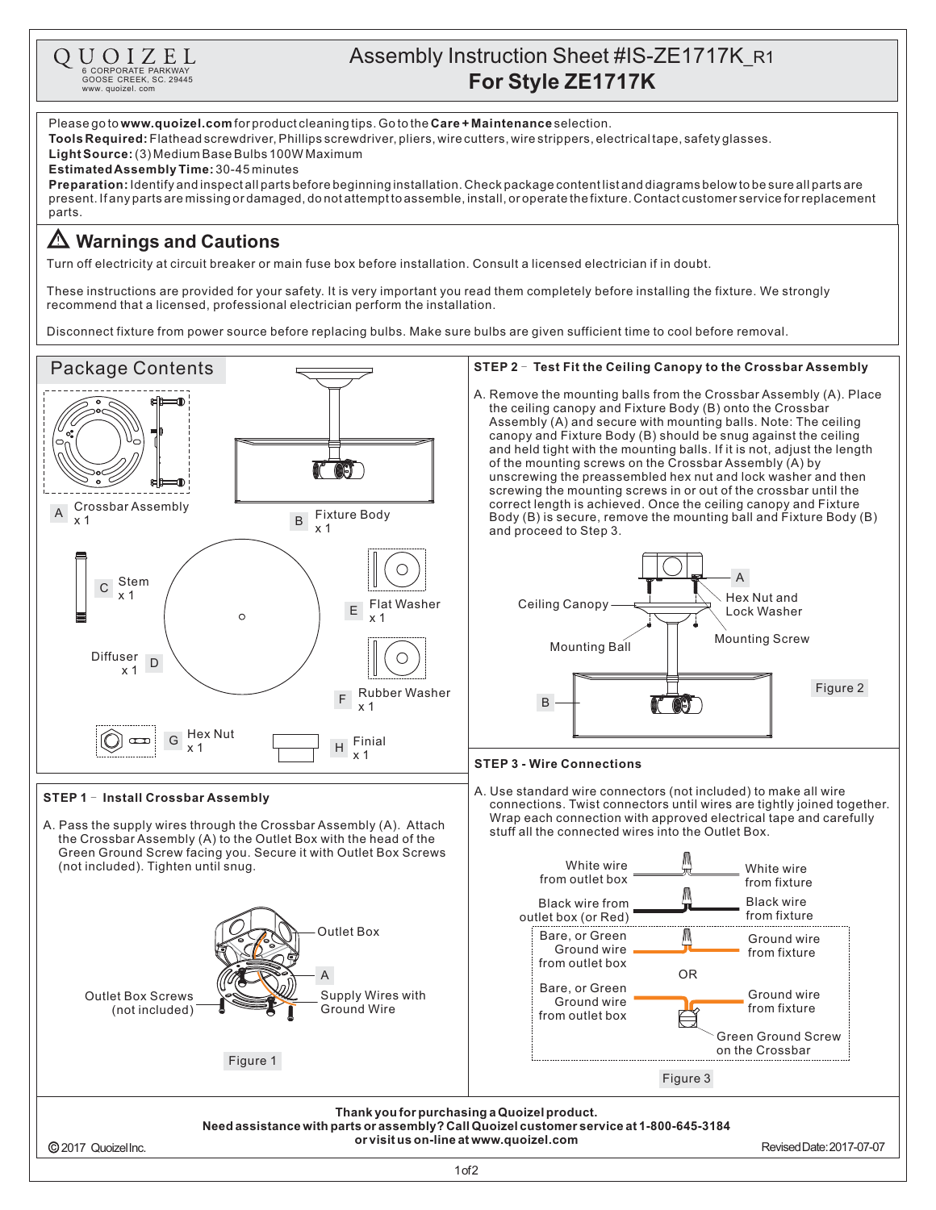QUOIZEL
6 CORPORATE PARKWAY
GOOSE CREEK, SC. 29445
www. quoizel. com

# Assembly Instruction Sheet #IS-ZE1717K_R1
## For Style ZE1717K

Please go to **www.quoizel.com** for product cleaning tips. Go to the **Care + Maintenance** selection.

**Tools Required:** Flathead screwdriver, Phillips screwdriver, pliers, wire cutters, wire strippers, electrical tape, safety glasses.

**Light Source:** (3) Medium Base Bulbs 100W Maximum

**Estimated Assembly Time:** 30-45 minutes

**Preparation:** Identify and inspect all parts before beginning installation. Check package content list and diagrams below to be sure all parts are present. If any parts are missing or damaged, do not attempt to assemble, install, or operate the fixture. Contact customer service for replacement parts.

## ⚠ Warnings and Cautions

Turn off electricity at circuit breaker or main fuse box before installation. Consult a licensed electrician if in doubt.

These instructions are provided for your safety. It is very important you read them completely before installing the fixture. We strongly recommend that a licensed, professional electrician perform the installation.

Disconnect fixture from power source before replacing bulbs. Make sure bulbs are given sufficient time to cool before removal.

## Package Contents

- A Crossbar Assembly x 1
- B Fixture Body x 1
- C Stem x 1
- D Diffuser x 1
- E Flat Washer x 1
- F Rubber Washer x 1
- G Hex Nut x 1
- H Finial x 1

### STEP 1 – Install Crossbar Assembly

A. Pass the supply wires through the Crossbar Assembly (A). Attach the Crossbar Assembly (A) to the Outlet Box with the head of the Green Ground Screw facing you. Secure it with Outlet Box Screws (not included). Tighten until snug.

Outlet Box
A
Outlet Box Screws (not included)
Supply Wires with Ground Wire

Figure 1

### STEP 2 – Test Fit the Ceiling Canopy to the Crossbar Assembly

A. Remove the mounting balls from the Crossbar Assembly (A). Place the ceiling canopy and Fixture Body (B) onto the Crossbar Assembly (A) and secure with mounting balls. Note: The ceiling canopy and Fixture Body (B) should be snug against the ceiling and held tight with the mounting balls. If it is not, adjust the length of the mounting screws on the Crossbar Assembly (A) by unscrewing the preassembled hex nut and lock washer and then screwing the mounting screws in or out of the crossbar until the correct length is achieved. Once the ceiling canopy and Fixture Body (B) is secure, remove the mounting ball and Fixture Body (B) and proceed to Step 3.

A
Ceiling Canopy
Hex Nut and Lock Washer
Mounting Ball
Mounting Screw
B

Figure 2

### STEP 3 - Wire Connections

A. Use standard wire connectors (not included) to make all wire connections. Twist connectors until wires are tightly joined together. Wrap each connection with approved electrical tape and carefully stuff all the connected wires into the Outlet Box.

White wire from outlet box — White wire from fixture
Black wire from outlet box (or Red) — Black wire from fixture
Bare, or Green Ground wire from outlet box — Ground wire from fixture
OR
Bare, or Green Ground wire from outlet box — Ground wire from fixture
Green Ground Screw on the Crossbar

Figure 3

**Thank you for purchasing a Quoizel product.**
**Need assistance with parts or assembly? Call Quoizel customer service at 1-800-645-3184 or visit us on-line at www.quoizel.com**

© 2017 Quoizel Inc.
Revised Date: 2017-07-07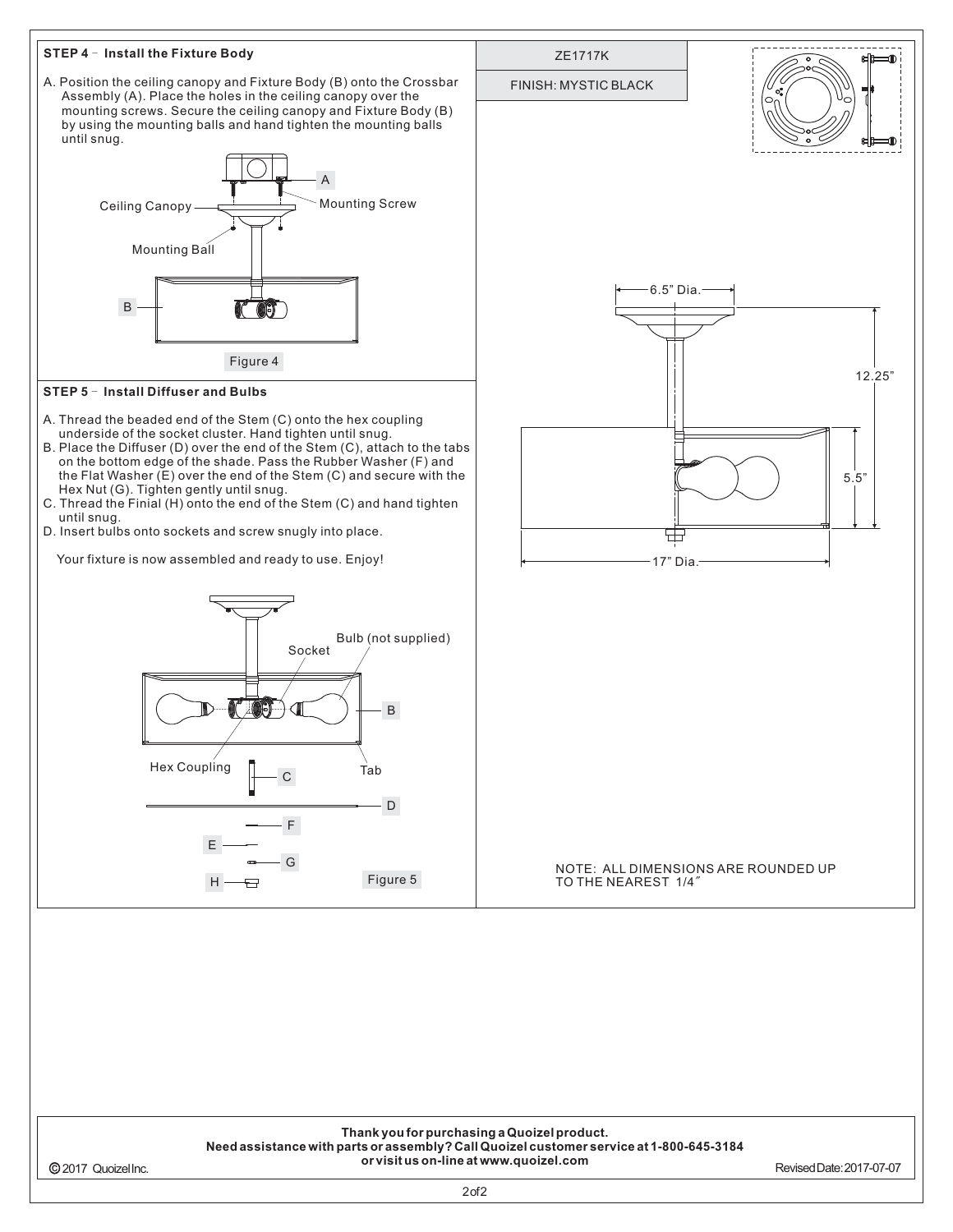### STEP 4 – Install the Fixture Body

A. Position the ceiling canopy and Fixture Body (B) onto the Crossbar Assembly (A). Place the holes in the ceiling canopy over the mounting screws. Secure the ceiling canopy and Fixture Body (B) by using the mounting balls and hand tighten the mounting balls until snug.

A
Ceiling Canopy
Mounting Screw
Mounting Ball
B

Figure 4

### STEP 5 – Install Diffuser and Bulbs

A. Thread the beaded end of the Stem (C) onto the hex coupling underside of the socket cluster. Hand tighten until snug.
B. Place the Diffuser (D) over the end of the Stem (C), attach to the tabs on the bottom edge of the shade. Pass the Rubber Washer (F) and the Flat Washer (E) over the end of the Stem (C) and secure with the Hex Nut (G). Tighten gently until snug.
C. Thread the Finial (H) onto the end of the Stem (C) and hand tighten until snug.
D. Insert bulbs onto sockets and screw snugly into place.

Your fixture is now assembled and ready to use. Enjoy!

Bulb (not supplied)
Socket
B
Hex Coupling
C
Tab
D
F
E
G
H

Figure 5

ZE1717K

FINISH: MYSTIC BLACK

6.5" Dia.
12.25"
5.5"
17" Dia.

NOTE: ALL DIMENSIONS ARE ROUNDED UP TO THE NEAREST 1/4″

**Thank you for purchasing a Quoizel product.**
**Need assistance with parts or assembly? Call Quoizel customer service at 1-800-645-3184 or visit us on-line at www.quoizel.com**

© 2017 Quoizel Inc.

Revised Date: 2017-07-07